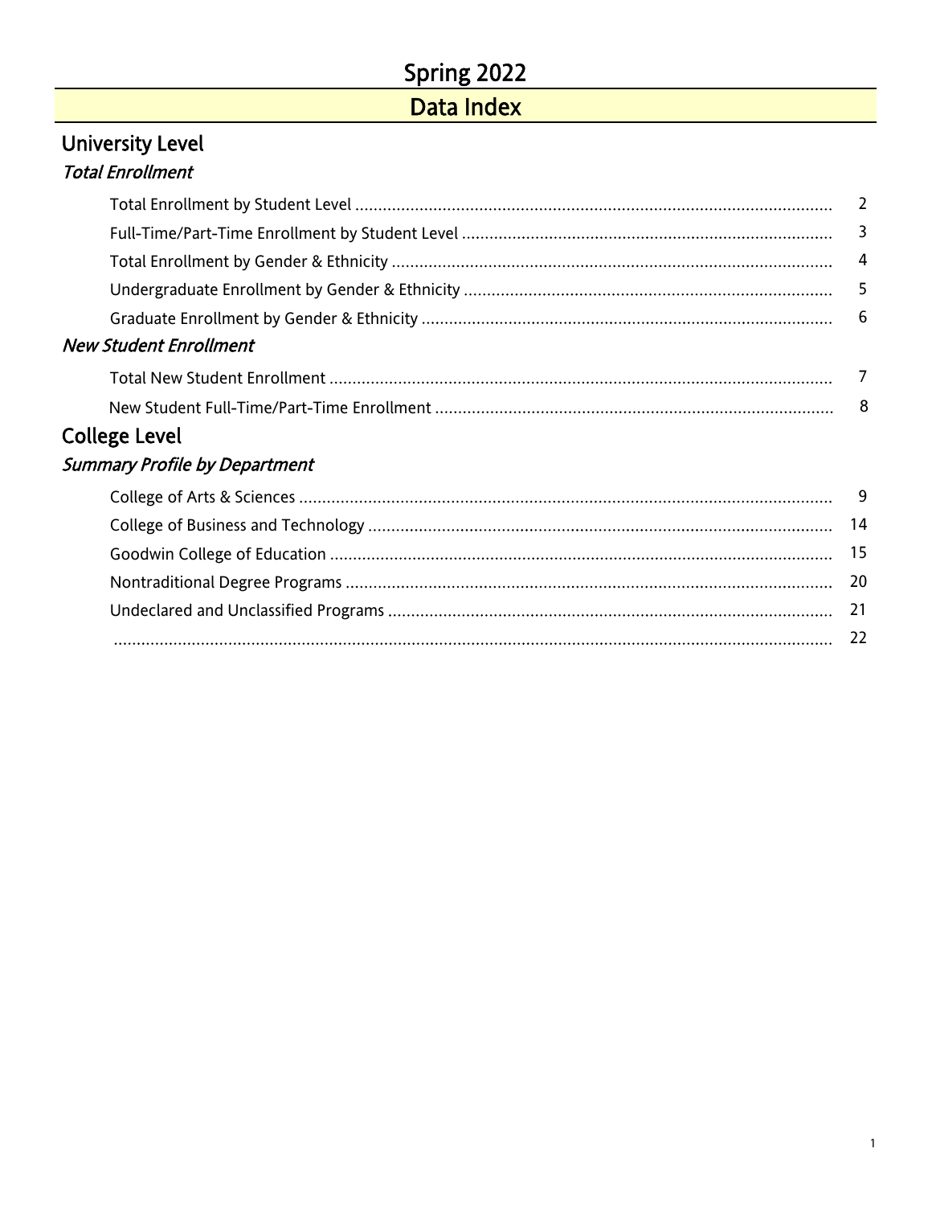# Spring 2022

## Data Index

## University Level

### *Total Enrollment*

| | |
|---|---|
| Total Enrollment by Student Level | 2 |
| Full-Time/Part-Time Enrollment by Student Level | 3 |
| Total Enrollment by Gender & Ethnicity | 4 |
| Undergraduate Enrollment by Gender & Ethnicity | 5 |
| Graduate Enrollment by Gender & Ethnicity | 6 |

### *New Student Enrollment*

| | |
|---|---|
| Total New Student Enrollment | 7 |
| New Student Full-Time/Part-Time Enrollment | 8 |

## College Level

### *Summary Profile by Department*

| | |
|---|---|
| College of Arts & Sciences | 9 |
| College of Business and Technology | 14 |
| Goodwin College of Education | 15 |
| Nontraditional Degree Programs | 20 |
| Undeclared and Unclassified Programs | 21 |
| | 22 |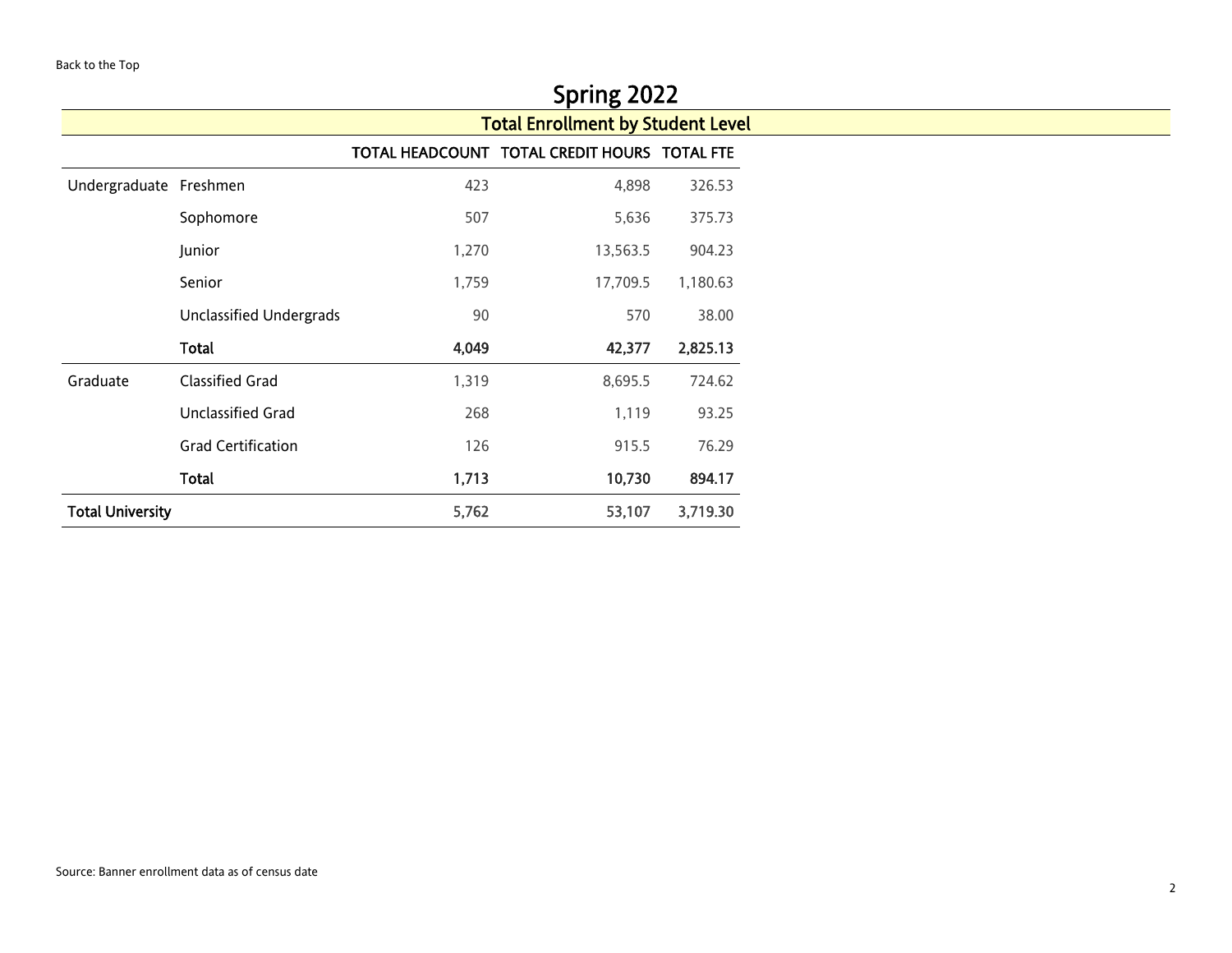Back to the Top

# Spring 2022

## Total Enrollment by Student Level

| | | TOTAL HEADCOUNT | TOTAL CREDIT HOURS | TOTAL FTE |
|---|---|---|---|---|
| Undergraduate | Freshmen | 423 | 4,898 | 326.53 |
| | Sophomore | 507 | 5,636 | 375.73 |
| | Junior | 1,270 | 13,563.5 | 904.23 |
| | Senior | 1,759 | 17,709.5 | 1,180.63 |
| | Unclassified Undergrads | 90 | 570 | 38.00 |
| | **Total** | **4,049** | **42,377** | **2,825.13** |
| Graduate | Classified Grad | 1,319 | 8,695.5 | 724.62 |
| | Unclassified Grad | 268 | 1,119 | 93.25 |
| | Grad Certification | 126 | 915.5 | 76.29 |
| | **Total** | **1,713** | **10,730** | **894.17** |
| **Total University** | | **5,762** | **53,107** | **3,719.30** |

Source: Banner enrollment data as of census date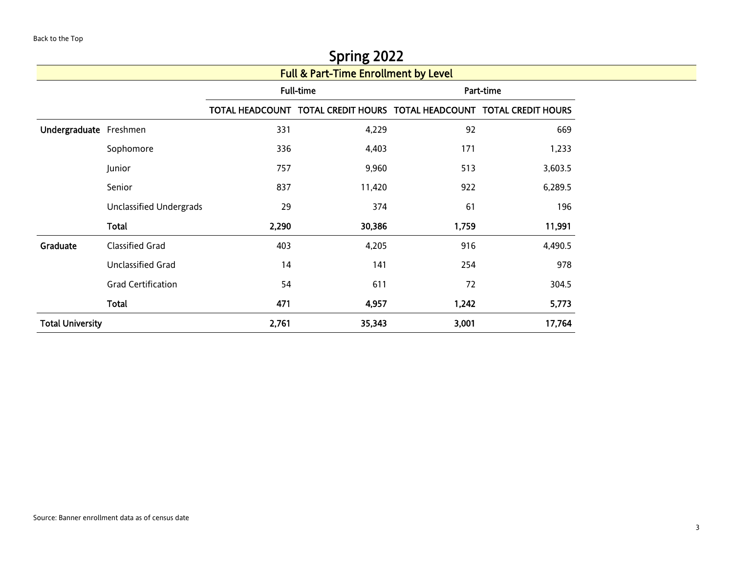Back to the Top

# Spring 2022

## Full & Part-Time Enrollment by Level

| | | Full-time | | Part-time | |
|---|---|---|---|---|---|
| | | TOTAL HEADCOUNT | TOTAL CREDIT HOURS | TOTAL HEADCOUNT | TOTAL CREDIT HOURS |
| **Undergraduate** | Freshmen | 331 | 4,229 | 92 | 669 |
| | Sophomore | 336 | 4,403 | 171 | 1,233 |
| | Junior | 757 | 9,960 | 513 | 3,603.5 |
| | Senior | 837 | 11,420 | 922 | 6,289.5 |
| | Unclassified Undergrads | 29 | 374 | 61 | 196 |
| | **Total** | **2,290** | **30,386** | **1,759** | **11,991** |
| **Graduate** | Classified Grad | 403 | 4,205 | 916 | 4,490.5 |
| | Unclassified Grad | 14 | 141 | 254 | 978 |
| | Grad Certification | 54 | 611 | 72 | 304.5 |
| | **Total** | **471** | **4,957** | **1,242** | **5,773** |
| **Total University** | | **2,761** | **35,343** | **3,001** | **17,764** |

Source: Banner enrollment data as of census date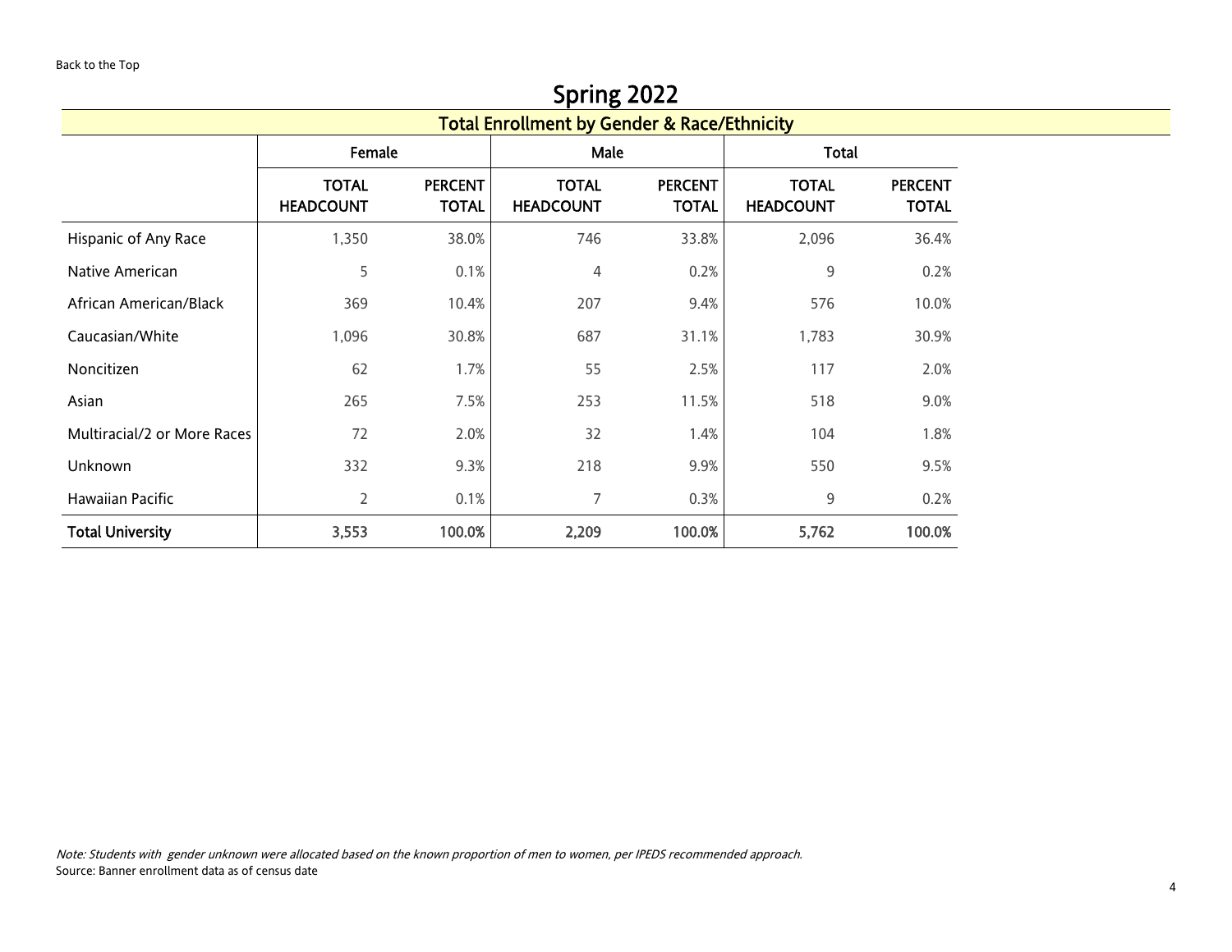Back to the Top

# Spring 2022

## Total Enrollment by Gender & Race/Ethnicity

| | Female | | Male | | Total | |
|---|---|---|---|---|---|---|
| | **TOTAL HEADCOUNT** | **PERCENT TOTAL** | **TOTAL HEADCOUNT** | **PERCENT TOTAL** | **TOTAL HEADCOUNT** | **PERCENT TOTAL** |
| Hispanic of Any Race | 1,350 | 38.0% | 746 | 33.8% | 2,096 | 36.4% |
| Native American | 5 | 0.1% | 4 | 0.2% | 9 | 0.2% |
| African American/Black | 369 | 10.4% | 207 | 9.4% | 576 | 10.0% |
| Caucasian/White | 1,096 | 30.8% | 687 | 31.1% | 1,783 | 30.9% |
| Noncitizen | 62 | 1.7% | 55 | 2.5% | 117 | 2.0% |
| Asian | 265 | 7.5% | 253 | 11.5% | 518 | 9.0% |
| Multiracial/2 or More Races | 72 | 2.0% | 32 | 1.4% | 104 | 1.8% |
| Unknown | 332 | 9.3% | 218 | 9.9% | 550 | 9.5% |
| Hawaiian Pacific | 2 | 0.1% | 7 | 0.3% | 9 | 0.2% |
| **Total University** | **3,553** | **100.0%** | **2,209** | **100.0%** | **5,762** | **100.0%** |

*Note: Students with gender unknown were allocated based on the known proportion of men to women, per IPEDS recommended approach.*

Source: Banner enrollment data as of census date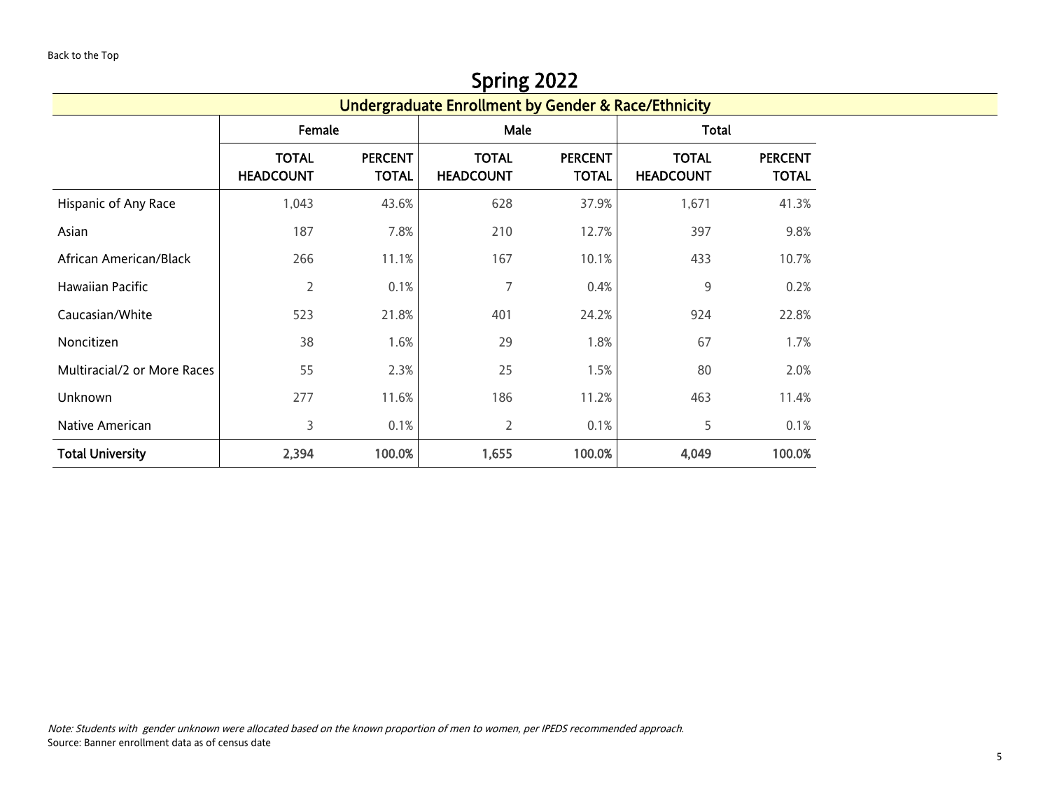Back to the Top

# Spring 2022

## Undergraduate Enrollment by Gender & Race/Ethnicity

| | Female | | Male | | Total | |
|---|---|---|---|---|---|---|
| | **TOTAL HEADCOUNT** | **PERCENT TOTAL** | **TOTAL HEADCOUNT** | **PERCENT TOTAL** | **TOTAL HEADCOUNT** | **PERCENT TOTAL** |
| Hispanic of Any Race | 1,043 | 43.6% | 628 | 37.9% | 1,671 | 41.3% |
| Asian | 187 | 7.8% | 210 | 12.7% | 397 | 9.8% |
| African American/Black | 266 | 11.1% | 167 | 10.1% | 433 | 10.7% |
| Hawaiian Pacific | 2 | 0.1% | 7 | 0.4% | 9 | 0.2% |
| Caucasian/White | 523 | 21.8% | 401 | 24.2% | 924 | 22.8% |
| Noncitizen | 38 | 1.6% | 29 | 1.8% | 67 | 1.7% |
| Multiracial/2 or More Races | 55 | 2.3% | 25 | 1.5% | 80 | 2.0% |
| Unknown | 277 | 11.6% | 186 | 11.2% | 463 | 11.4% |
| Native American | 3 | 0.1% | 2 | 0.1% | 5 | 0.1% |
| **Total University** | **2,394** | **100.0%** | **1,655** | **100.0%** | **4,049** | **100.0%** |

*Note: Students with gender unknown were allocated based on the known proportion of men to women, per IPEDS recommended approach.*

Source: Banner enrollment data as of census date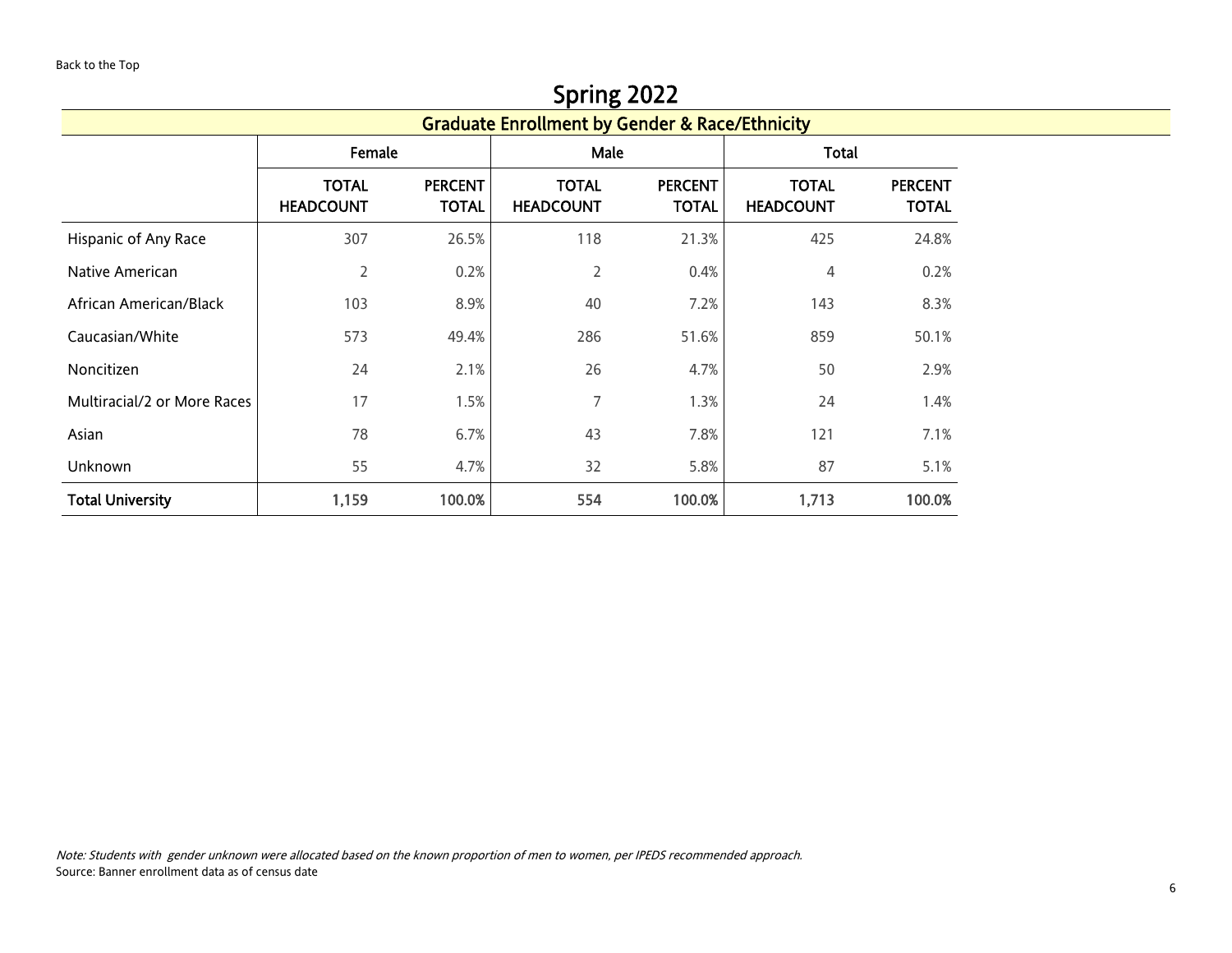Back to the Top

# Spring 2022

## Graduate Enrollment by Gender & Race/Ethnicity

| | Female | | Male | | Total | |
|---|---|---|---|---|---|---|
| | **TOTAL HEADCOUNT** | **PERCENT TOTAL** | **TOTAL HEADCOUNT** | **PERCENT TOTAL** | **TOTAL HEADCOUNT** | **PERCENT TOTAL** |
| Hispanic of Any Race | 307 | 26.5% | 118 | 21.3% | 425 | 24.8% |
| Native American | 2 | 0.2% | 2 | 0.4% | 4 | 0.2% |
| African American/Black | 103 | 8.9% | 40 | 7.2% | 143 | 8.3% |
| Caucasian/White | 573 | 49.4% | 286 | 51.6% | 859 | 50.1% |
| Noncitizen | 24 | 2.1% | 26 | 4.7% | 50 | 2.9% |
| Multiracial/2 or More Races | 17 | 1.5% | 7 | 1.3% | 24 | 1.4% |
| Asian | 78 | 6.7% | 43 | 7.8% | 121 | 7.1% |
| Unknown | 55 | 4.7% | 32 | 5.8% | 87 | 5.1% |
| **Total University** | **1,159** | **100.0%** | **554** | **100.0%** | **1,713** | **100.0%** |

*Note: Students with gender unknown were allocated based on the known proportion of men to women, per IPEDS recommended approach.*

Source: Banner enrollment data as of census date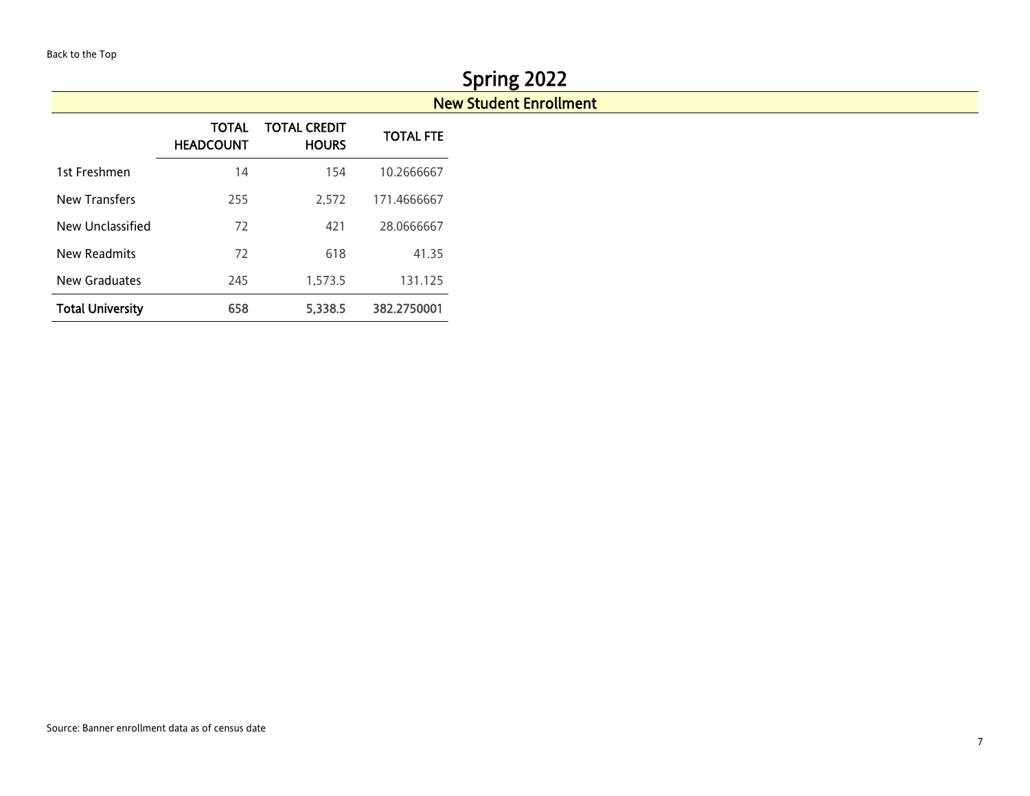Back to the Top

# Spring 2022

## New Student Enrollment

| | TOTAL HEADCOUNT | TOTAL CREDIT HOURS | TOTAL FTE |
|---|---|---|---|
| 1st Freshmen | 14 | 154 | 10.2666667 |
| New Transfers | 255 | 2,572 | 171.4666667 |
| New Unclassified | 72 | 421 | 28.0666667 |
| New Readmits | 72 | 618 | 41.35 |
| New Graduates | 245 | 1,573.5 | 131.125 |
| **Total University** | **658** | **5,338.5** | **382.2750001** |

Source: Banner enrollment data as of census date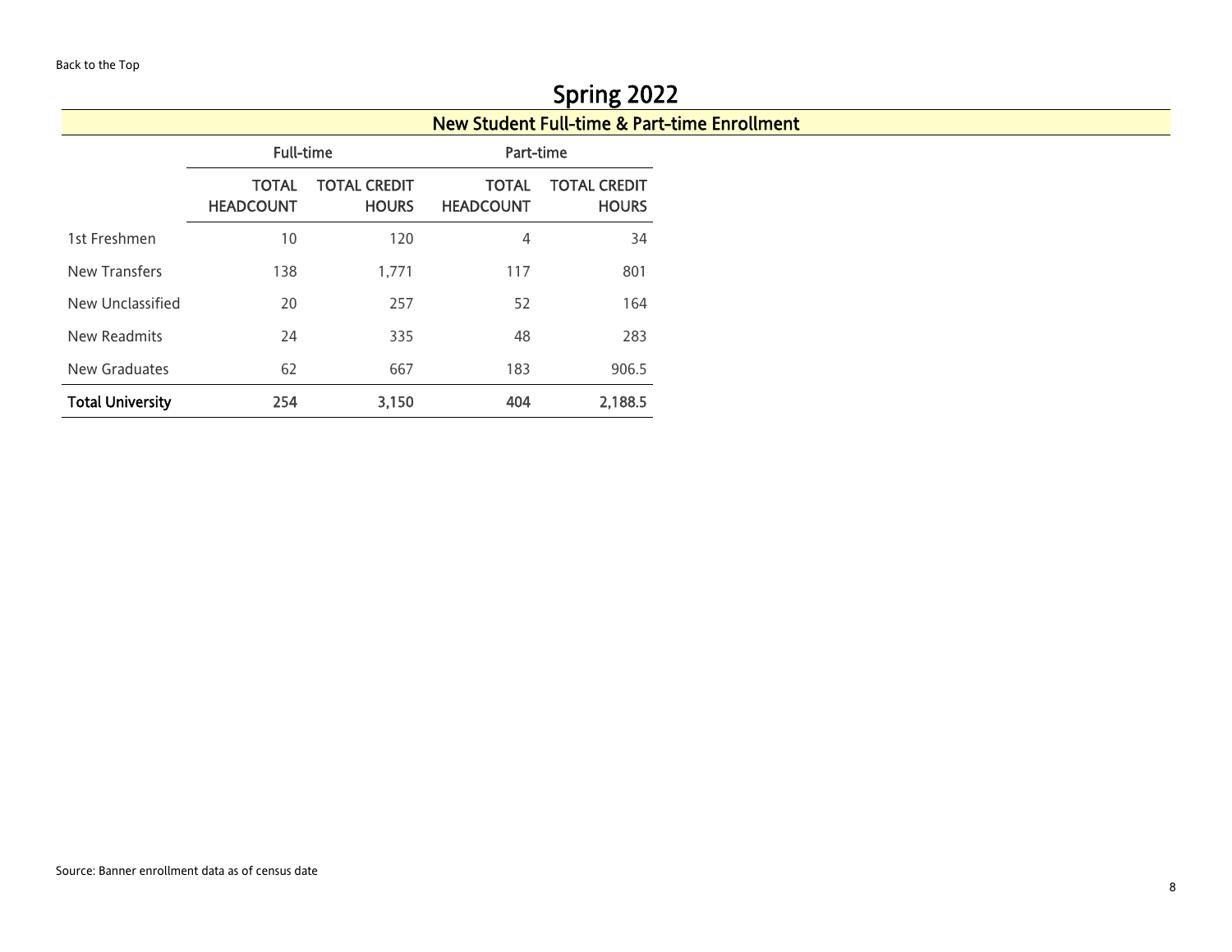Back to the Top

# Spring 2022

## New Student Full-time & Part-time Enrollment

| | Full-time | | Part-time | |
|---|---|---|---|---|
| | TOTAL HEADCOUNT | TOTAL CREDIT HOURS | TOTAL HEADCOUNT | TOTAL CREDIT HOURS |
| 1st Freshmen | 10 | 120 | 4 | 34 |
| New Transfers | 138 | 1,771 | 117 | 801 |
| New Unclassified | 20 | 257 | 52 | 164 |
| New Readmits | 24 | 335 | 48 | 283 |
| New Graduates | 62 | 667 | 183 | 906.5 |
| **Total University** | **254** | **3,150** | **404** | **2,188.5** |

Source: Banner enrollment data as of census date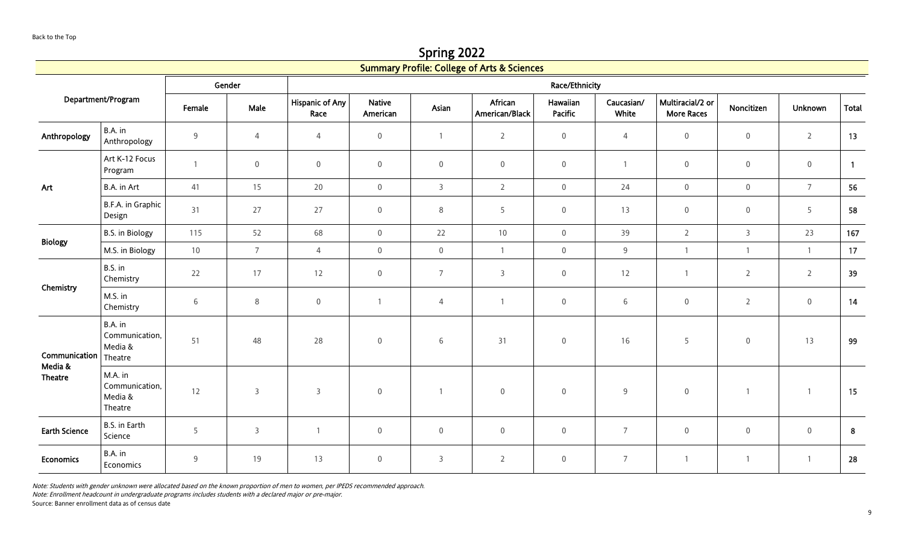Back to the Top

# Spring 2022

## Summary Profile: College of Arts & Sciences

| Department/Program | | Gender | | Race/Ethnicity | | | | | | | | | |
|---|---|---|---|---|---|---|---|---|---|---|---|---|---|
| | | Female | Male | Hispanic of Any Race | Native American | Asian | African American/Black | Hawaiian Pacific | Caucasian/ White | Multiracial/2 or More Races | Noncitizen | Unknown | Total |
| **Anthropology** | B.A. in Anthropology | 9 | 4 | 4 | 0 | 1 | 2 | 0 | 4 | 0 | 0 | 2 | **13** |
| **Art** | Art K-12 Focus Program | 1 | 0 | 0 | 0 | 0 | 0 | 0 | 1 | 0 | 0 | 0 | **1** |
| | B.A. in Art | 41 | 15 | 20 | 0 | 3 | 2 | 0 | 24 | 0 | 0 | 7 | **56** |
| | B.F.A. in Graphic Design | 31 | 27 | 27 | 0 | 8 | 5 | 0 | 13 | 0 | 0 | 5 | **58** |
| **Biology** | B.S. in Biology | 115 | 52 | 68 | 0 | 22 | 10 | 0 | 39 | 2 | 3 | 23 | **167** |
| | M.S. in Biology | 10 | 7 | 4 | 0 | 0 | 1 | 0 | 9 | 1 | 1 | 1 | **17** |
| **Chemistry** | B.S. in Chemistry | 22 | 17 | 12 | 0 | 7 | 3 | 0 | 12 | 1 | 2 | 2 | **39** |
| | M.S. in Chemistry | 6 | 8 | 0 | 1 | 4 | 1 | 0 | 6 | 0 | 2 | 0 | **14** |
| **Communication Media & Theatre** | B.A. in Communication, Media & Theatre | 51 | 48 | 28 | 0 | 6 | 31 | 0 | 16 | 5 | 0 | 13 | **99** |
| | M.A. in Communication, Media & Theatre | 12 | 3 | 3 | 0 | 1 | 0 | 0 | 9 | 0 | 1 | 1 | **15** |
| **Earth Science** | B.S. in Earth Science | 5 | 3 | 1 | 0 | 0 | 0 | 0 | 7 | 0 | 0 | 0 | **8** |
| **Economics** | B.A. in Economics | 9 | 19 | 13 | 0 | 3 | 2 | 0 | 7 | 1 | 1 | 1 | **28** |

*Note: Students with gender unknown were allocated based on the known proportion of men to women, per IPEDS recommended approach.*
*Note: Enrollment headcount in undergraduate programs includes students with a declared major or pre-major.*
Source: Banner enrollment data as of census date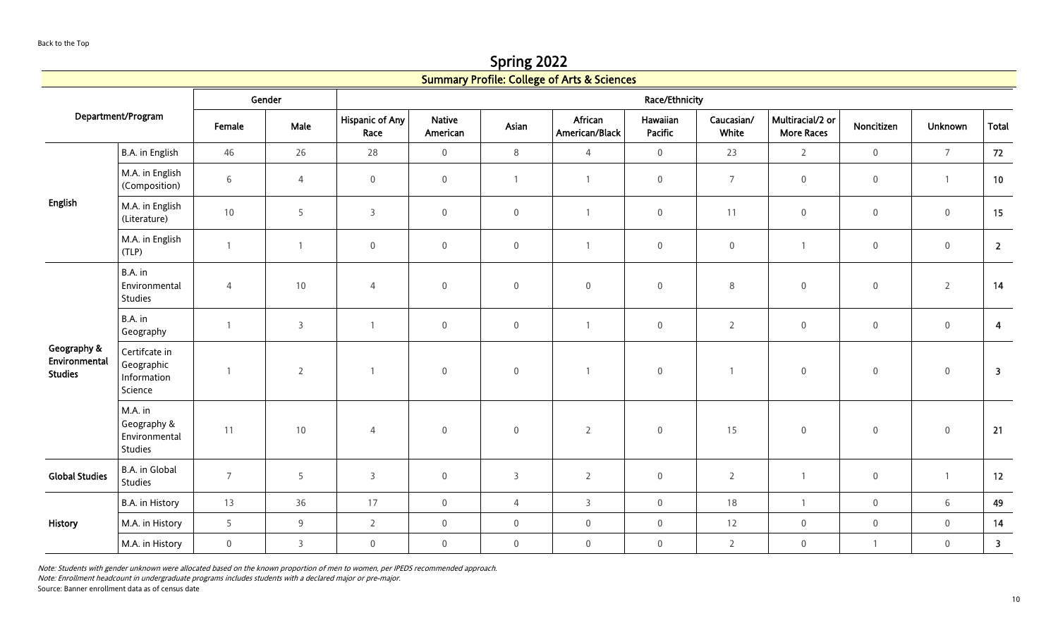Back to the Top

# Spring 2022

## Summary Profile: College of Arts & Sciences

| Department/Program | | Gender | | Race/Ethnicity | | | | | | | | | |
|---|---|---|---|---|---|---|---|---|---|---|---|---|---|
| | | Female | Male | Hispanic of Any Race | Native American | Asian | African American/Black | Hawaiian Pacific | Caucasian/ White | Multiracial/2 or More Races | Noncitizen | Unknown | Total |
| English | B.A. in English | 46 | 26 | 28 | 0 | 8 | 4 | 0 | 23 | 2 | 0 | 7 | **72** |
| | M.A. in English (Composition) | 6 | 4 | 0 | 0 | 1 | 1 | 0 | 7 | 0 | 0 | 1 | **10** |
| | M.A. in English (Literature) | 10 | 5 | 3 | 0 | 0 | 1 | 0 | 11 | 0 | 0 | 0 | **15** |
| | M.A. in English (TLP) | 1 | 1 | 0 | 0 | 0 | 1 | 0 | 0 | 1 | 0 | 0 | **2** |
| Geography & Environmental Studies | B.A. in Environmental Studies | 4 | 10 | 4 | 0 | 0 | 0 | 0 | 8 | 0 | 0 | 2 | **14** |
| | B.A. in Geography | 1 | 3 | 1 | 0 | 0 | 1 | 0 | 2 | 0 | 0 | 0 | **4** |
| | Certifcate in Geographic Information Science | 1 | 2 | 1 | 0 | 0 | 1 | 0 | 1 | 0 | 0 | 0 | **3** |
| | M.A. in Geography & Environmental Studies | 11 | 10 | 4 | 0 | 0 | 2 | 0 | 15 | 0 | 0 | 0 | **21** |
| Global Studies | B.A. in Global Studies | 7 | 5 | 3 | 0 | 3 | 2 | 0 | 2 | 1 | 0 | 1 | **12** |
| History | B.A. in History | 13 | 36 | 17 | 0 | 4 | 3 | 0 | 18 | 1 | 0 | 6 | **49** |
| | M.A. in History | 5 | 9 | 2 | 0 | 0 | 0 | 0 | 12 | 0 | 0 | 0 | **14** |
| | M.A. in History | 0 | 3 | 0 | 0 | 0 | 0 | 0 | 2 | 0 | 1 | 0 | **3** |

*Note: Students with gender unknown were allocated based on the known proportion of men to women, per IPEDS recommended approach.*

*Note: Enrollment headcount in undergraduate programs includes students with a declared major or pre-major.*

Source: Banner enrollment data as of census date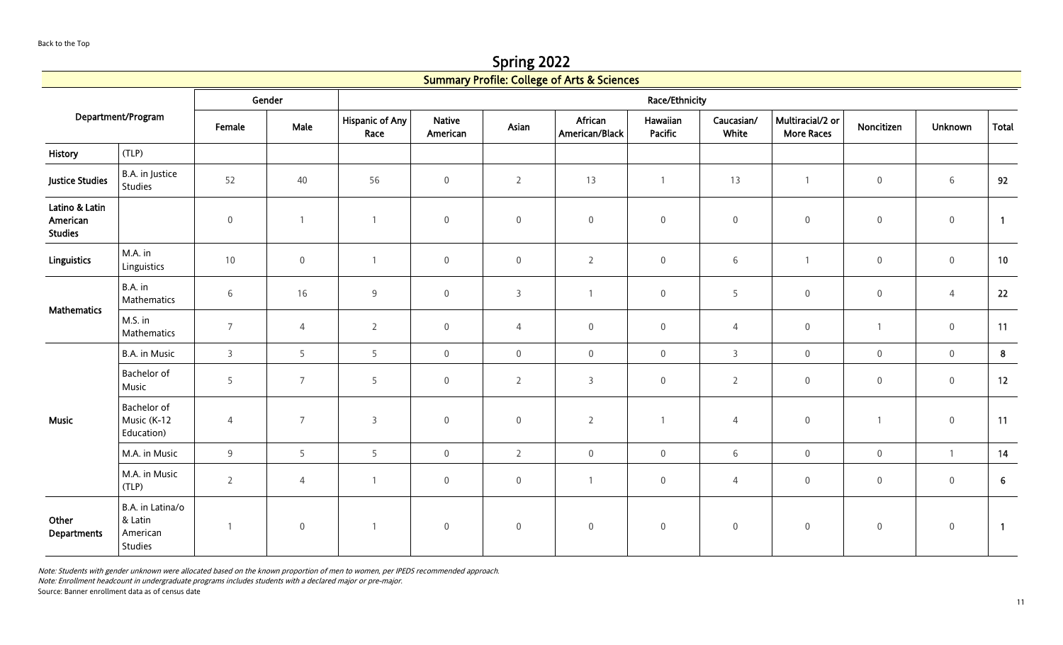Back to the Top

# Spring 2022

## Summary Profile: College of Arts & Sciences

| Department/Program | | Gender | | Race/Ethnicity | | | | | | | | | Total |
|---|---|---|---|---|---|---|---|---|---|---|---|---|---|
| | | Female | Male | Hispanic of Any Race | Native American | Asian | African American/Black | Hawaiian Pacific | Caucasian/ White | Multiracial/2 or More Races | Noncitizen | Unknown | Total |
| History | (TLP) | | | | | | | | | | | | |
| Justice Studies | B.A. in Justice Studies | 52 | 40 | 56 | 0 | 2 | 13 | 1 | 13 | 1 | 0 | 6 | **92** |
| Latino & Latin American Studies | | 0 | 1 | 1 | 0 | 0 | 0 | 0 | 0 | 0 | 0 | 0 | **1** |
| Linguistics | M.A. in Linguistics | 10 | 0 | 1 | 0 | 0 | 2 | 0 | 6 | 1 | 0 | 0 | **10** |
| Mathematics | B.A. in Mathematics | 6 | 16 | 9 | 0 | 3 | 1 | 0 | 5 | 0 | 0 | 4 | **22** |
| | M.S. in Mathematics | 7 | 4 | 2 | 0 | 4 | 0 | 0 | 4 | 0 | 1 | 0 | **11** |
| Music | B.A. in Music | 3 | 5 | 5 | 0 | 0 | 0 | 0 | 3 | 0 | 0 | 0 | **8** |
| | Bachelor of Music | 5 | 7 | 5 | 0 | 2 | 3 | 0 | 2 | 0 | 0 | 0 | **12** |
| | Bachelor of Music (K-12 Education) | 4 | 7 | 3 | 0 | 0 | 2 | 1 | 4 | 0 | 1 | 0 | **11** |
| | M.A. in Music | 9 | 5 | 5 | 0 | 2 | 0 | 0 | 6 | 0 | 0 | 1 | **14** |
| | M.A. in Music (TLP) | 2 | 4 | 1 | 0 | 0 | 1 | 0 | 4 | 0 | 0 | 0 | **6** |
| Other Departments | B.A. in Latina/o & Latin American Studies | 1 | 0 | 1 | 0 | 0 | 0 | 0 | 0 | 0 | 0 | 0 | **1** |

*Note: Students with gender unknown were allocated based on the known proportion of men to women, per IPEDS recommended approach.*
*Note: Enrollment headcount in undergraduate programs includes students with a declared major or pre-major.*
Source: Banner enrollment data as of census date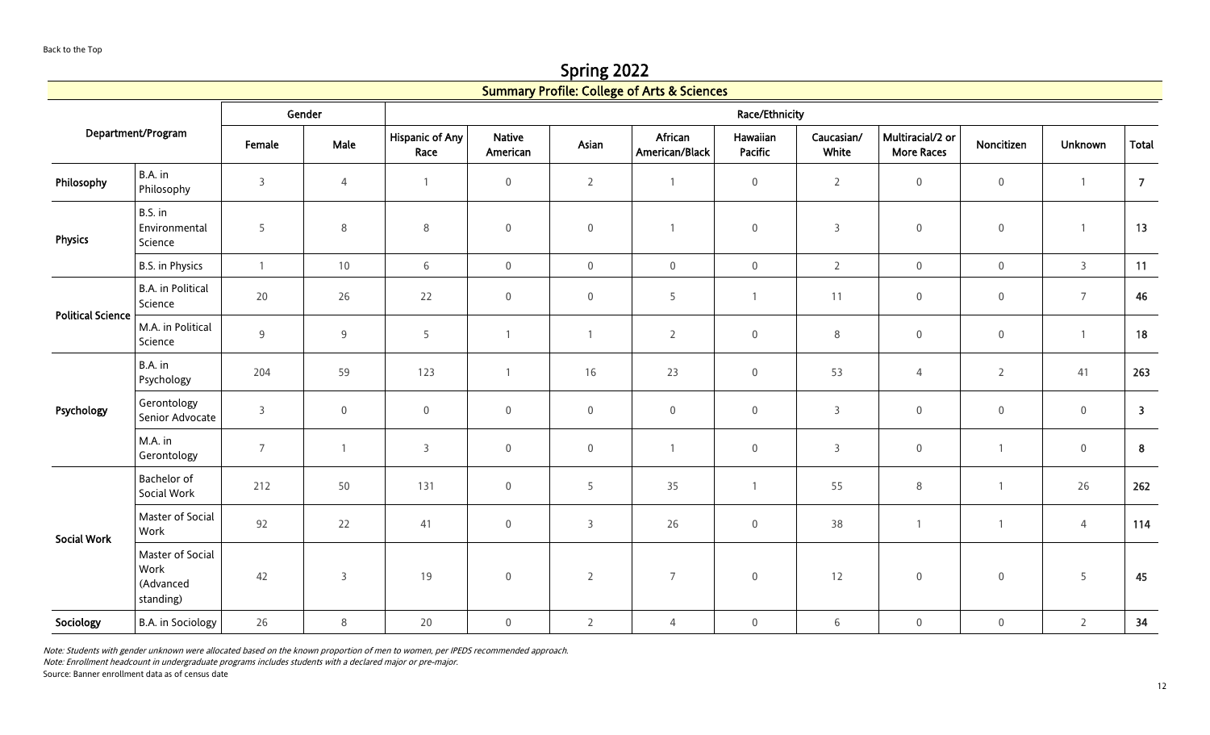Back to the Top

# Spring 2022

## Summary Profile: College of Arts & Sciences

| Department/Program | | Gender | | Race/Ethnicity | | | | | | | | | |
|---|---|---|---|---|---|---|---|---|---|---|---|---|---|
| | | Female | Male | Hispanic of Any Race | Native American | Asian | African American/Black | Hawaiian Pacific | Caucasian/ White | Multiracial/2 or More Races | Noncitizen | Unknown | Total |
| **Philosophy** | B.A. in Philosophy | 3 | 4 | 1 | 0 | 2 | 1 | 0 | 2 | 0 | 0 | 1 | **7** |
| **Physics** | B.S. in Environmental Science | 5 | 8 | 8 | 0 | 0 | 1 | 0 | 3 | 0 | 0 | 1 | **13** |
| | B.S. in Physics | 1 | 10 | 6 | 0 | 0 | 0 | 0 | 2 | 0 | 0 | 3 | **11** |
| **Political Science** | B.A. in Political Science | 20 | 26 | 22 | 0 | 0 | 5 | 1 | 11 | 0 | 0 | 7 | **46** |
| | M.A. in Political Science | 9 | 9 | 5 | 1 | 1 | 2 | 0 | 8 | 0 | 0 | 1 | **18** |
| **Psychology** | B.A. in Psychology | 204 | 59 | 123 | 1 | 16 | 23 | 0 | 53 | 4 | 2 | 41 | **263** |
| | Gerontology Senior Advocate | 3 | 0 | 0 | 0 | 0 | 0 | 0 | 3 | 0 | 0 | 0 | **3** |
| | M.A. in Gerontology | 7 | 1 | 3 | 0 | 0 | 1 | 0 | 3 | 0 | 1 | 0 | **8** |
| **Social Work** | Bachelor of Social Work | 212 | 50 | 131 | 0 | 5 | 35 | 1 | 55 | 8 | 1 | 26 | **262** |
| | Master of Social Work | 92 | 22 | 41 | 0 | 3 | 26 | 0 | 38 | 1 | 1 | 4 | **114** |
| | Master of Social Work (Advanced standing) | 42 | 3 | 19 | 0 | 2 | 7 | 0 | 12 | 0 | 0 | 5 | **45** |
| **Sociology** | B.A. in Sociology | 26 | 8 | 20 | 0 | 2 | 4 | 0 | 6 | 0 | 0 | 2 | **34** |

*Note: Students with gender unknown were allocated based on the known proportion of men to women, per IPEDS recommended approach.*
*Note: Enrollment headcount in undergraduate programs includes students with a declared major or pre-major.*
Source: Banner enrollment data as of census date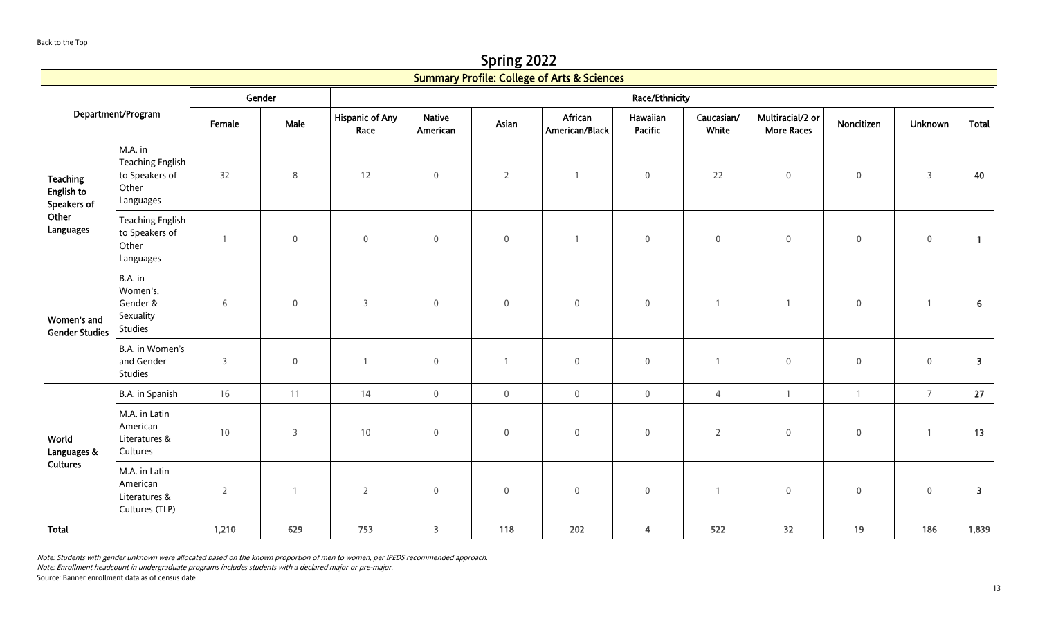Back to the Top

# Spring 2022

## Summary Profile: College of Arts & Sciences

| Department/Program | | Gender | | Race/Ethnicity | | | | | | | | | |
|---|---|---|---|---|---|---|---|---|---|---|---|---|---|
| | | Female | Male | Hispanic of Any Race | Native American | Asian | African American/Black | Hawaiian Pacific | Caucasian/ White | Multiracial/2 or More Races | Noncitizen | Unknown | Total |
| **Teaching English to Speakers of Other Languages** | M.A. in Teaching English to Speakers of Other Languages | 32 | 8 | 12 | 0 | 2 | 1 | 0 | 22 | 0 | 0 | 3 | **40** |
| | Teaching English to Speakers of Other Languages | 1 | 0 | 0 | 0 | 0 | 1 | 0 | 0 | 0 | 0 | 0 | **1** |
| **Women's and Gender Studies** | B.A. in Women's, Gender & Sexuality Studies | 6 | 0 | 3 | 0 | 0 | 0 | 0 | 1 | 1 | 0 | 1 | **6** |
| | B.A. in Women's and Gender Studies | 3 | 0 | 1 | 0 | 1 | 0 | 0 | 1 | 0 | 0 | 0 | **3** |
| **World Languages & Cultures** | B.A. in Spanish | 16 | 11 | 14 | 0 | 0 | 0 | 0 | 4 | 1 | 1 | 7 | **27** |
| | M.A. in Latin American Literatures & Cultures | 10 | 3 | 10 | 0 | 0 | 0 | 0 | 2 | 0 | 0 | 1 | **13** |
| | M.A. in Latin American Literatures & Cultures (TLP) | 2 | 1 | 2 | 0 | 0 | 0 | 0 | 1 | 0 | 0 | 0 | **3** |
| **Total** | | **1,210** | **629** | **753** | **3** | **118** | **202** | **4** | **522** | **32** | **19** | **186** | **1,839** |

*Note: Students with gender unknown were allocated based on the known proportion of men to women, per IPEDS recommended approach.*
*Note: Enrollment headcount in undergraduate programs includes students with a declared major or pre-major.*
Source: Banner enrollment data as of census date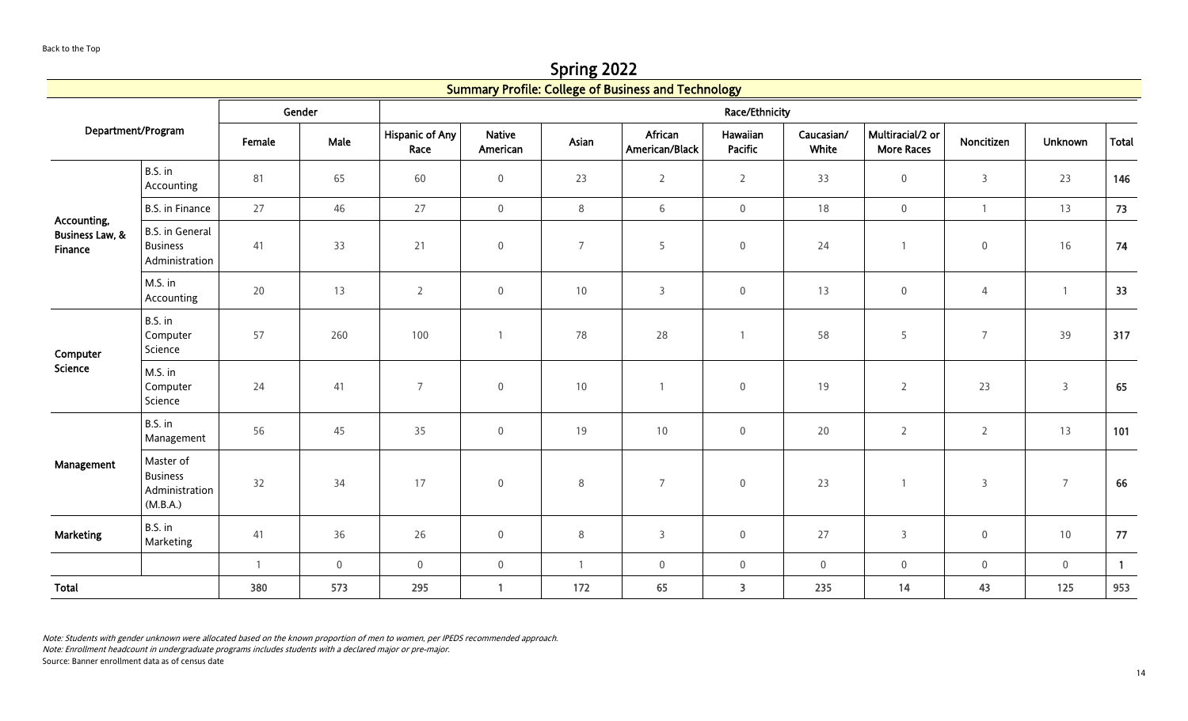Back to the Top

# Spring 2022

## Summary Profile: College of Business and Technology

| Department/Program | | Gender | | Race/Ethnicity | | | | | | | | | |
|---|---|---|---|---|---|---|---|---|---|---|---|---|---|
| | | Female | Male | Hispanic of Any Race | Native American | Asian | African American/Black | Hawaiian Pacific | Caucasian/ White | Multiracial/2 or More Races | Noncitizen | Unknown | Total |
| Accounting, Business Law, & Finance | B.S. in Accounting | 81 | 65 | 60 | 0 | 23 | 2 | 2 | 33 | 0 | 3 | 23 | **146** |
| | B.S. in Finance | 27 | 46 | 27 | 0 | 8 | 6 | 0 | 18 | 0 | 1 | 13 | **73** |
| | B.S. in General Business Administration | 41 | 33 | 21 | 0 | 7 | 5 | 0 | 24 | 1 | 0 | 16 | **74** |
| | M.S. in Accounting | 20 | 13 | 2 | 0 | 10 | 3 | 0 | 13 | 0 | 4 | 1 | **33** |
| Computer Science | B.S. in Computer Science | 57 | 260 | 100 | 1 | 78 | 28 | 1 | 58 | 5 | 7 | 39 | **317** |
| | M.S. in Computer Science | 24 | 41 | 7 | 0 | 10 | 1 | 0 | 19 | 2 | 23 | 3 | **65** |
| Management | B.S. in Management | 56 | 45 | 35 | 0 | 19 | 10 | 0 | 20 | 2 | 2 | 13 | **101** |
| | Master of Business Administration (M.B.A.) | 32 | 34 | 17 | 0 | 8 | 7 | 0 | 23 | 1 | 3 | 7 | **66** |
| Marketing | B.S. in Marketing | 41 | 36 | 26 | 0 | 8 | 3 | 0 | 27 | 3 | 0 | 10 | **77** |
| | | 1 | 0 | 0 | 0 | 1 | 0 | 0 | 0 | 0 | 0 | 0 | **1** |
| **Total** | | **380** | **573** | **295** | **1** | **172** | **65** | **3** | **235** | **14** | **43** | **125** | **953** |

*Note: Students with gender unknown were allocated based on the known proportion of men to women, per IPEDS recommended approach.*
*Note: Enrollment headcount in undergraduate programs includes students with a declared major or pre-major.*
Source: Banner enrollment data as of census date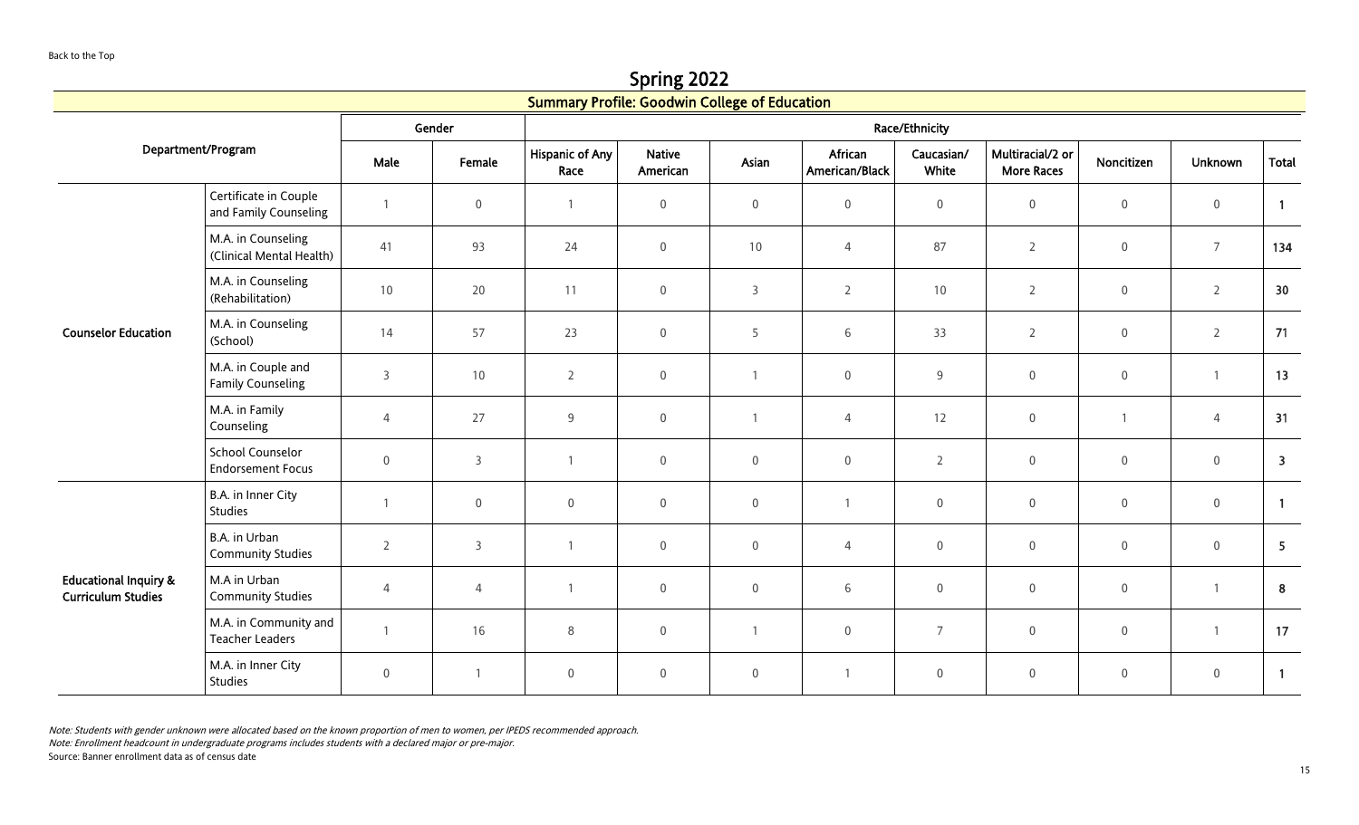Back to the Top

# Spring 2022

## Summary Profile: Goodwin College of Education

| Department/Program | | Gender | | Race/Ethnicity | | | | | | | | |
|---|---|---|---|---|---|---|---|---|---|---|---|---|
| | | Male | Female | Hispanic of Any Race | Native American | Asian | African American/Black | Caucasian/ White | Multiracial/2 or More Races | Noncitizen | Unknown | Total |
| **Counselor Education** | Certificate in Couple and Family Counseling | 1 | 0 | 1 | 0 | 0 | 0 | 0 | 0 | 0 | 0 | **1** |
| | M.A. in Counseling (Clinical Mental Health) | 41 | 93 | 24 | 0 | 10 | 4 | 87 | 2 | 0 | 7 | **134** |
| | M.A. in Counseling (Rehabilitation) | 10 | 20 | 11 | 0 | 3 | 2 | 10 | 2 | 0 | 2 | **30** |
| | M.A. in Counseling (School) | 14 | 57 | 23 | 0 | 5 | 6 | 33 | 2 | 0 | 2 | **71** |
| | M.A. in Couple and Family Counseling | 3 | 10 | 2 | 0 | 1 | 0 | 9 | 0 | 0 | 1 | **13** |
| | M.A. in Family Counseling | 4 | 27 | 9 | 0 | 1 | 4 | 12 | 0 | 1 | 4 | **31** |
| | School Counselor Endorsement Focus | 0 | 3 | 1 | 0 | 0 | 0 | 2 | 0 | 0 | 0 | **3** |
| **Educational Inquiry & Curriculum Studies** | B.A. in Inner City Studies | 1 | 0 | 0 | 0 | 0 | 1 | 0 | 0 | 0 | 0 | **1** |
| | B.A. in Urban Community Studies | 2 | 3 | 1 | 0 | 0 | 4 | 0 | 0 | 0 | 0 | **5** |
| | M.A in Urban Community Studies | 4 | 4 | 1 | 0 | 0 | 6 | 0 | 0 | 0 | 1 | **8** |
| | M.A. in Community and Teacher Leaders | 1 | 16 | 8 | 0 | 1 | 0 | 7 | 0 | 0 | 1 | **17** |
| | M.A. in Inner City Studies | 0 | 1 | 0 | 0 | 0 | 1 | 0 | 0 | 0 | 0 | **1** |

*Note: Students with gender unknown were allocated based on the known proportion of men to women, per IPEDS recommended approach.*
*Note: Enrollment headcount in undergraduate programs includes students with a declared major or pre-major.*
Source: Banner enrollment data as of census date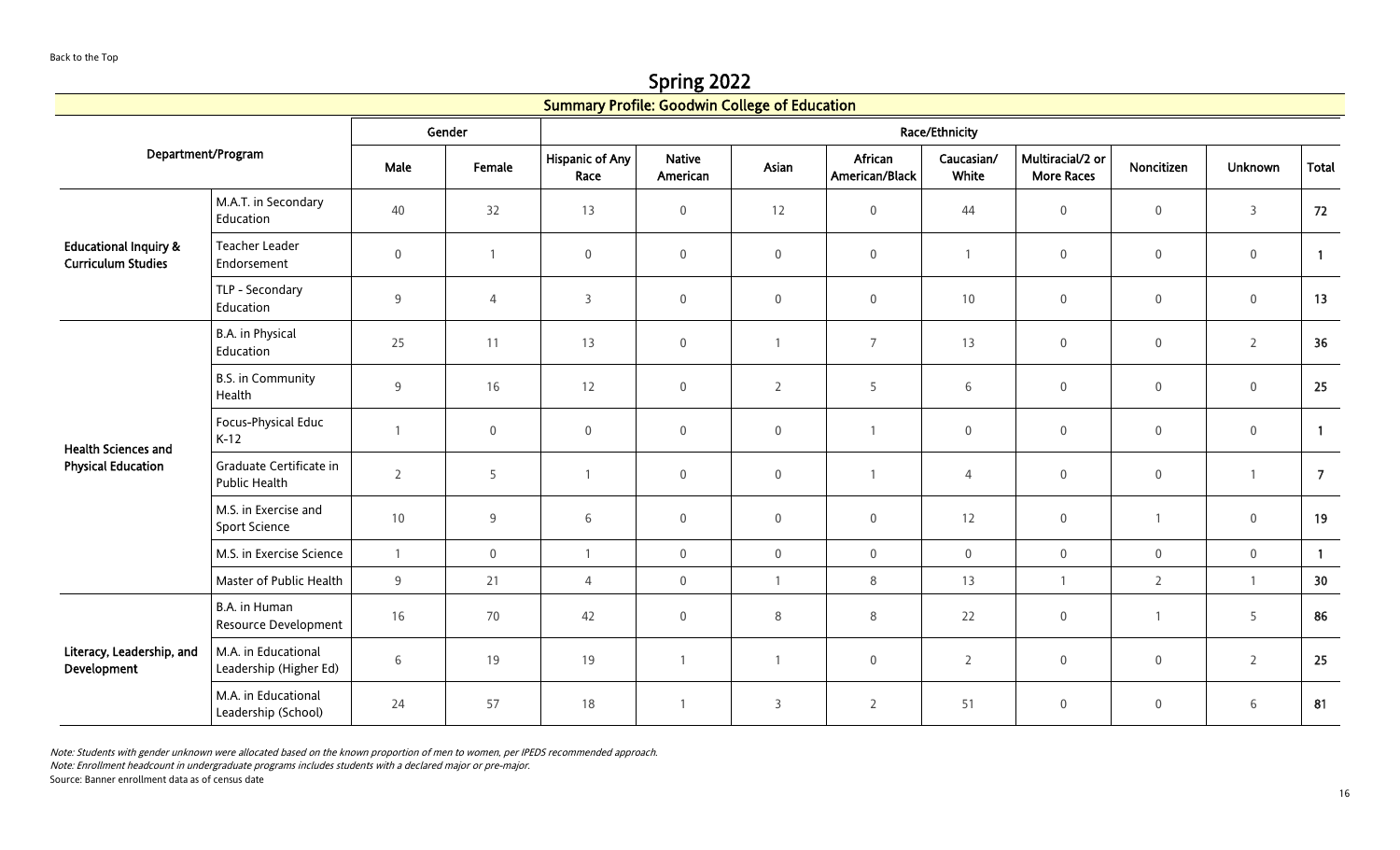Back to the Top

# Spring 2022

## Summary Profile: Goodwin College of Education

| Department/Program | | Gender | | Race/Ethnicity | | | | | | | | |
|---|---|---|---|---|---|---|---|---|---|---|---|---|
| | | Male | Female | Hispanic of Any Race | Native American | Asian | African American/Black | Caucasian/ White | Multiracial/2 or More Races | Noncitizen | Unknown | Total |
| **Educational Inquiry & Curriculum Studies** | M.A.T. in Secondary Education | 40 | 32 | 13 | 0 | 12 | 0 | 44 | 0 | 0 | 3 | **72** |
| | Teacher Leader Endorsement | 0 | 1 | 0 | 0 | 0 | 0 | 1 | 0 | 0 | 0 | **1** |
| | TLP - Secondary Education | 9 | 4 | 3 | 0 | 0 | 0 | 10 | 0 | 0 | 0 | **13** |
| **Health Sciences and Physical Education** | B.A. in Physical Education | 25 | 11 | 13 | 0 | 1 | 7 | 13 | 0 | 0 | 2 | **36** |
| | B.S. in Community Health | 9 | 16 | 12 | 0 | 2 | 5 | 6 | 0 | 0 | 0 | **25** |
| | Focus-Physical Educ K-12 | 1 | 0 | 0 | 0 | 0 | 1 | 0 | 0 | 0 | 0 | **1** |
| | Graduate Certificate in Public Health | 2 | 5 | 1 | 0 | 0 | 1 | 4 | 0 | 0 | 1 | **7** |
| | M.S. in Exercise and Sport Science | 10 | 9 | 6 | 0 | 0 | 0 | 12 | 0 | 1 | 0 | **19** |
| | M.S. in Exercise Science | 1 | 0 | 1 | 0 | 0 | 0 | 0 | 0 | 0 | 0 | **1** |
| | Master of Public Health | 9 | 21 | 4 | 0 | 1 | 8 | 13 | 1 | 2 | 1 | **30** |
| **Literacy, Leadership, and Development** | B.A. in Human Resource Development | 16 | 70 | 42 | 0 | 8 | 8 | 22 | 0 | 1 | 5 | **86** |
| | M.A. in Educational Leadership (Higher Ed) | 6 | 19 | 19 | 1 | 1 | 0 | 2 | 0 | 0 | 2 | **25** |
| | M.A. in Educational Leadership (School) | 24 | 57 | 18 | 1 | 3 | 2 | 51 | 0 | 0 | 6 | **81** |

*Note: Students with gender unknown were allocated based on the known proportion of men to women, per IPEDS recommended approach.*

*Note: Enrollment headcount in undergraduate programs includes students with a declared major or pre-major.*

Source: Banner enrollment data as of census date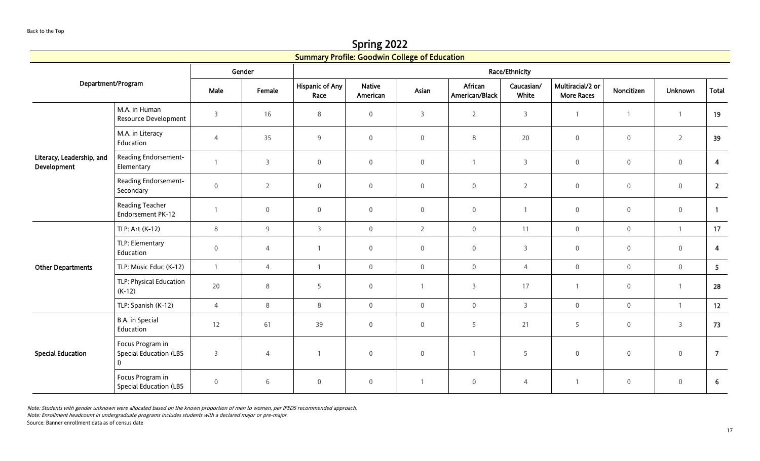Back to the Top

# Spring 2022

## Summary Profile: Goodwin College of Education

| Department/Program | | Gender | | Race/Ethnicity | | | | | | | | |
|---|---|---|---|---|---|---|---|---|---|---|---|---|
| | | Male | Female | Hispanic of Any Race | Native American | Asian | African American/Black | Caucasian/ White | Multiracial/2 or More Races | Noncitizen | Unknown | Total |
| Literacy, Leadership, and Development | M.A. in Human Resource Development | 3 | 16 | 8 | 0 | 3 | 2 | 3 | 1 | 1 | 1 | **19** |
| | M.A. in Literacy Education | 4 | 35 | 9 | 0 | 0 | 8 | 20 | 0 | 0 | 2 | **39** |
| | Reading Endorsement- Elementary | 1 | 3 | 0 | 0 | 0 | 1 | 3 | 0 | 0 | 0 | **4** |
| | Reading Endorsement- Secondary | 0 | 2 | 0 | 0 | 0 | 0 | 2 | 0 | 0 | 0 | **2** |
| | Reading Teacher Endorsement PK-12 | 1 | 0 | 0 | 0 | 0 | 0 | 1 | 0 | 0 | 0 | **1** |
| Other Departments | TLP: Art (K-12) | 8 | 9 | 3 | 0 | 2 | 0 | 11 | 0 | 0 | 1 | **17** |
| | TLP: Elementary Education | 0 | 4 | 1 | 0 | 0 | 0 | 3 | 0 | 0 | 0 | **4** |
| | TLP: Music Educ (K-12) | 1 | 4 | 1 | 0 | 0 | 0 | 4 | 0 | 0 | 0 | **5** |
| | TLP: Physical Education (K-12) | 20 | 8 | 5 | 0 | 1 | 3 | 17 | 1 | 0 | 1 | **28** |
| | TLP: Spanish (K-12) | 4 | 8 | 8 | 0 | 0 | 0 | 3 | 0 | 0 | 1 | **12** |
| Special Education | B.A. in Special Education | 12 | 61 | 39 | 0 | 0 | 5 | 21 | 5 | 0 | 3 | **73** |
| | Focus Program in Special Education (LBS I) | 3 | 4 | 1 | 0 | 0 | 1 | 5 | 0 | 0 | 0 | **7** |
| | Focus Program in Special Education (LBS | 0 | 6 | 0 | 0 | 1 | 0 | 4 | 1 | 0 | 0 | **6** |

*Note: Students with gender unknown were allocated based on the known proportion of men to women, per IPEDS recommended approach.*
*Note: Enrollment headcount in undergraduate programs includes students with a declared major or pre-major.*
Source: Banner enrollment data as of census date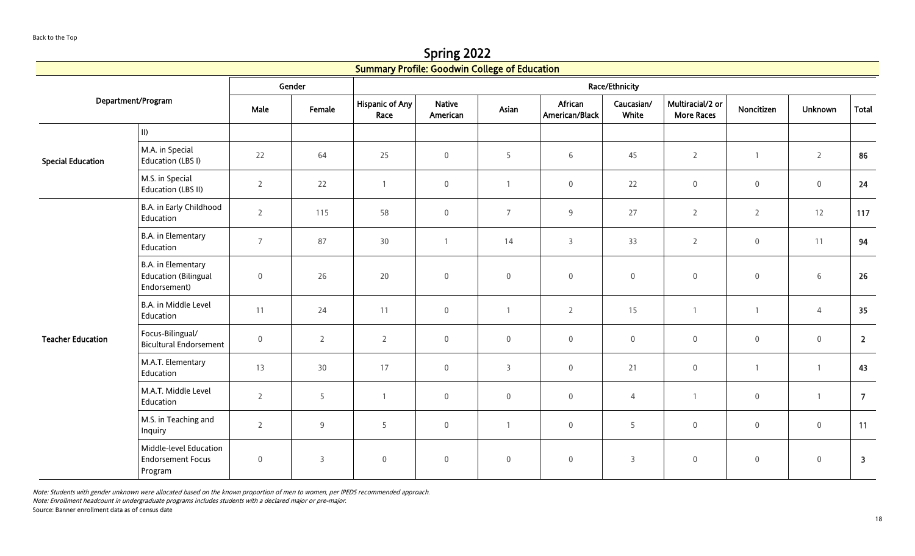Back to the Top

# Spring 2022

## Summary Profile: Goodwin College of Education

| Department/Program | | Gender | | Race/Ethnicity | | | | | | | | |
|---|---|---|---|---|---|---|---|---|---|---|---|---|
| | | Male | Female | Hispanic of Any Race | Native American | Asian | African American/Black | Caucasian/ White | Multiracial/2 or More Races | Noncitizen | Unknown | Total |
| Special Education | II) | | | | | | | | | | | |
| | M.A. in Special Education (LBS I) | 22 | 64 | 25 | 0 | 5 | 6 | 45 | 2 | 1 | 2 | **86** |
| | M.S. in Special Education (LBS II) | 2 | 22 | 1 | 0 | 1 | 0 | 22 | 0 | 0 | 0 | **24** |
| Teacher Education | B.A. in Early Childhood Education | 2 | 115 | 58 | 0 | 7 | 9 | 27 | 2 | 2 | 12 | **117** |
| | B.A. in Elementary Education | 7 | 87 | 30 | 1 | 14 | 3 | 33 | 2 | 0 | 11 | **94** |
| | B.A. in Elementary Education (Bilingual Endorsement) | 0 | 26 | 20 | 0 | 0 | 0 | 0 | 0 | 0 | 6 | **26** |
| | B.A. in Middle Level Education | 11 | 24 | 11 | 0 | 1 | 2 | 15 | 1 | 1 | 4 | **35** |
| | Focus-Bilingual/ Bicultural Endorsement | 0 | 2 | 2 | 0 | 0 | 0 | 0 | 0 | 0 | 0 | **2** |
| | M.A.T. Elementary Education | 13 | 30 | 17 | 0 | 3 | 0 | 21 | 0 | 1 | 1 | **43** |
| | M.A.T. Middle Level Education | 2 | 5 | 1 | 0 | 0 | 0 | 4 | 1 | 0 | 1 | **7** |
| | M.S. in Teaching and Inquiry | 2 | 9 | 5 | 0 | 1 | 0 | 5 | 0 | 0 | 0 | **11** |
| | Middle-level Education Endorsement Focus Program | 0 | 3 | 0 | 0 | 0 | 0 | 3 | 0 | 0 | 0 | **3** |

*Note: Students with gender unknown were allocated based on the known proportion of men to women, per IPEDS recommended approach.*
*Note: Enrollment headcount in undergraduate programs includes students with a declared major or pre-major.*
Source: Banner enrollment data as of census date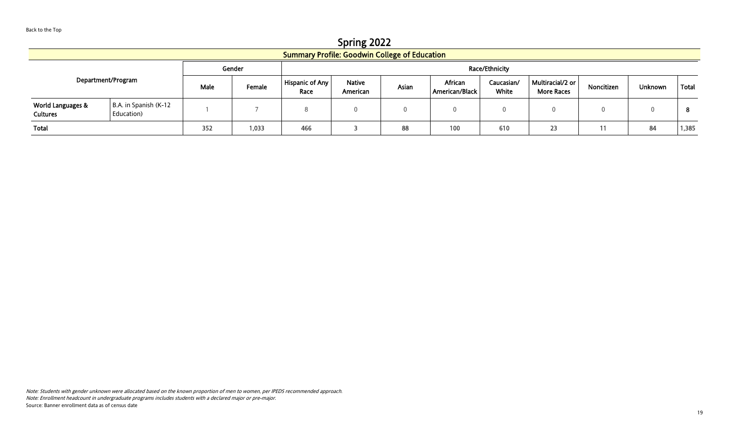Back to the Top

# Spring 2022

## Summary Profile: Goodwin College of Education

| Department/Program | | Gender | | Race/Ethnicity | | | | | | | | |
|---|---|---|---|---|---|---|---|---|---|---|---|---|
| | | Male | Female | Hispanic of Any Race | Native American | Asian | African American/Black | Caucasian/ White | Multiracial/2 or More Races | Noncitizen | Unknown | Total |
| **World Languages & Cultures** | B.A. in Spanish (K-12 Education) | 1 | 7 | 8 | 0 | 0 | 0 | 0 | 0 | 0 | 0 | **8** |
| **Total** | | **352** | **1,033** | **466** | **3** | **88** | **100** | **610** | **23** | **11** | **84** | **1,385** |

*Note: Students with gender unknown were allocated based on the known proportion of men to women, per IPEDS recommended approach.*
*Note: Enrollment headcount in undergraduate programs includes students with a declared major or pre-major.*
Source: Banner enrollment data as of census date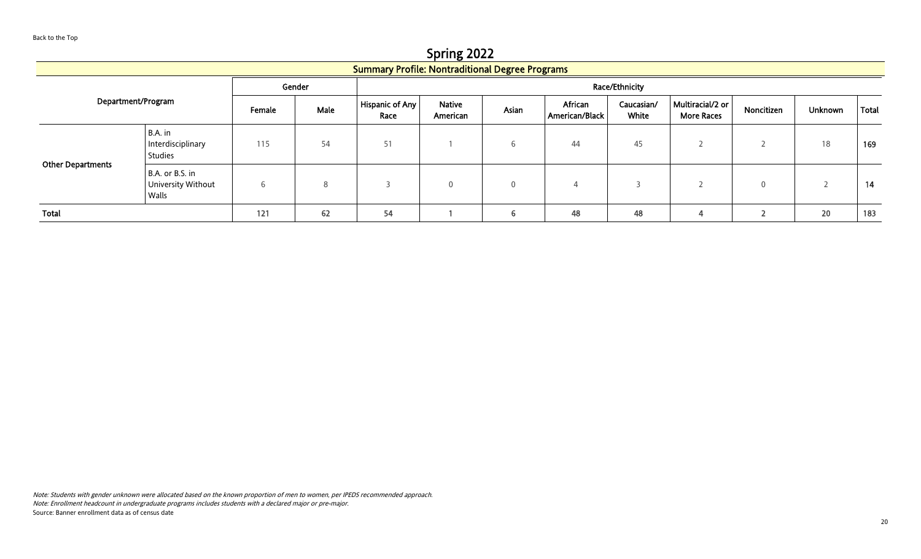Back to the Top

# Spring 2022

## Summary Profile: Nontraditional Degree Programs

| Department/Program | | Gender | | Race/Ethnicity | | | | | | | | |
|---|---|---|---|---|---|---|---|---|---|---|---|---|
| | | Female | Male | Hispanic of Any Race | Native American | Asian | African American/Black | Caucasian/ White | Multiracial/2 or More Races | Noncitizen | Unknown | Total |
| Other Departments | B.A. in Interdisciplinary Studies | 115 | 54 | 51 | 1 | 6 | 44 | 45 | 2 | 2 | 18 | **169** |
| | B.A. or B.S. in University Without Walls | 6 | 8 | 3 | 0 | 0 | 4 | 3 | 2 | 0 | 2 | **14** |
| **Total** | | **121** | **62** | **54** | **1** | **6** | **48** | **48** | **4** | **2** | **20** | **183** |

*Note: Students with gender unknown were allocated based on the known proportion of men to women, per IPEDS recommended approach.*
*Note: Enrollment headcount in undergraduate programs includes students with a declared major or pre-major.*
Source: Banner enrollment data as of census date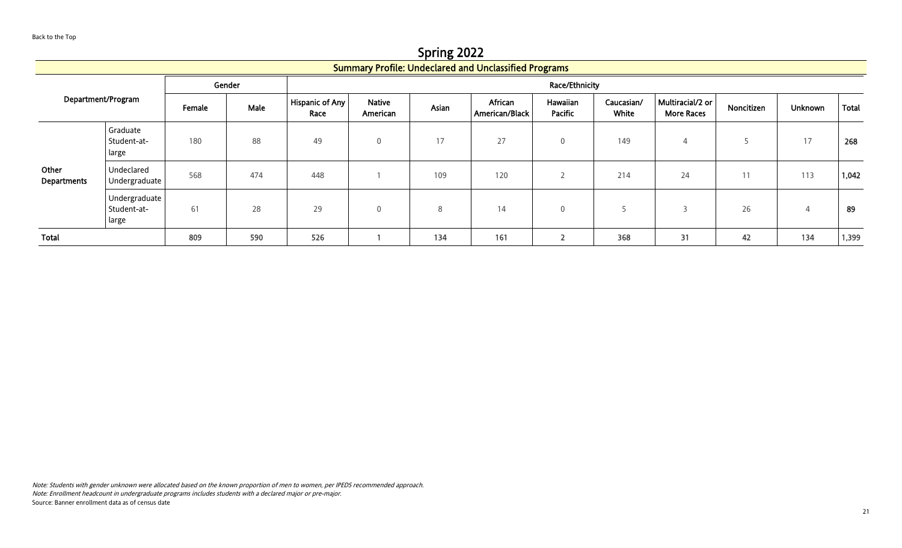Back to the Top

# Spring 2022

## Summary Profile: Undeclared and Unclassified Programs

| Department/Program | | Gender | | Race/Ethnicity | | | | | | | | | |
|---|---|---|---|---|---|---|---|---|---|---|---|---|---|
| | | Female | Male | Hispanic of Any Race | Native American | Asian | African American/Black | Hawaiian Pacific | Caucasian/ White | Multiracial/2 or More Races | Noncitizen | Unknown | Total |
| Other Departments | Graduate Student-at-large | 180 | 88 | 49 | 0 | 17 | 27 | 0 | 149 | 4 | 5 | 17 | **268** |
| | Undeclared Undergraduate | 568 | 474 | 448 | 1 | 109 | 120 | 2 | 214 | 24 | 11 | 113 | **1,042** |
| | Undergraduate Student-at-large | 61 | 28 | 29 | 0 | 8 | 14 | 0 | 5 | 3 | 26 | 4 | **89** |
| **Total** | | **809** | **590** | **526** | **1** | **134** | **161** | **2** | **368** | **31** | **42** | **134** | **1,399** |

*Note: Students with gender unknown were allocated based on the known proportion of men to women, per IPEDS recommended approach.*
*Note: Enrollment headcount in undergraduate programs includes students with a declared major or pre-major.*
Source: Banner enrollment data as of census date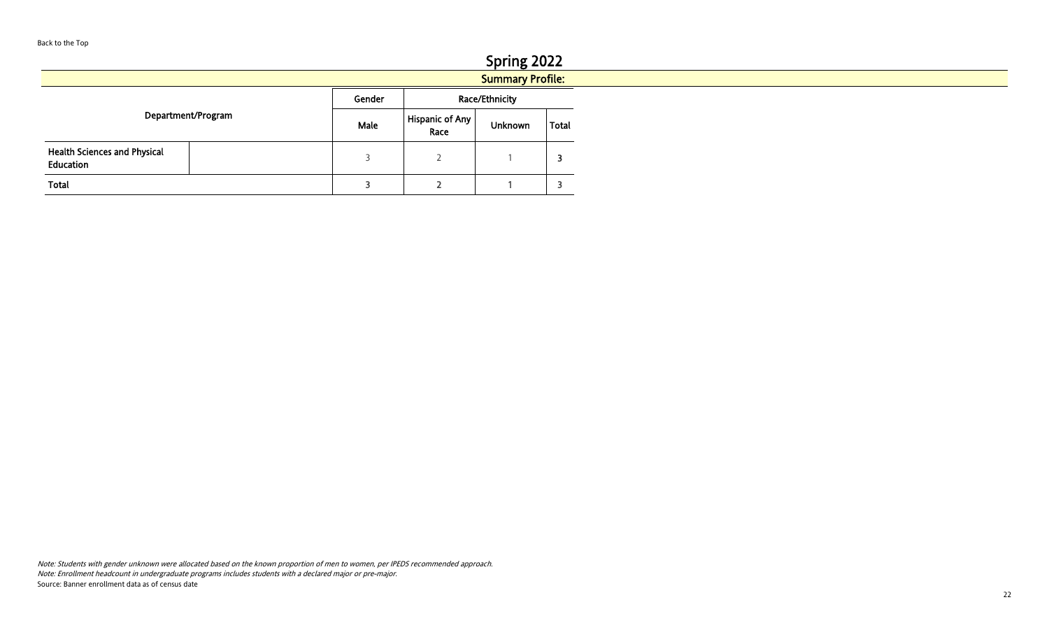Back to the Top

# Spring 2022

## Summary Profile:

| Department/Program | | Gender | Race/Ethnicity | | |
|---|---|---|---|---|---|
| | | Male | Hispanic of Any Race | Unknown | Total |
| **Health Sciences and Physical Education** | | 3 | 2 | 1 | **3** |
| **Total** | | **3** | **2** | **1** | **3** |

*Note: Students with gender unknown were allocated based on the known proportion of men to women, per IPEDS recommended approach.*
*Note: Enrollment headcount in undergraduate programs includes students with a declared major or pre-major.*
Source: Banner enrollment data as of census date